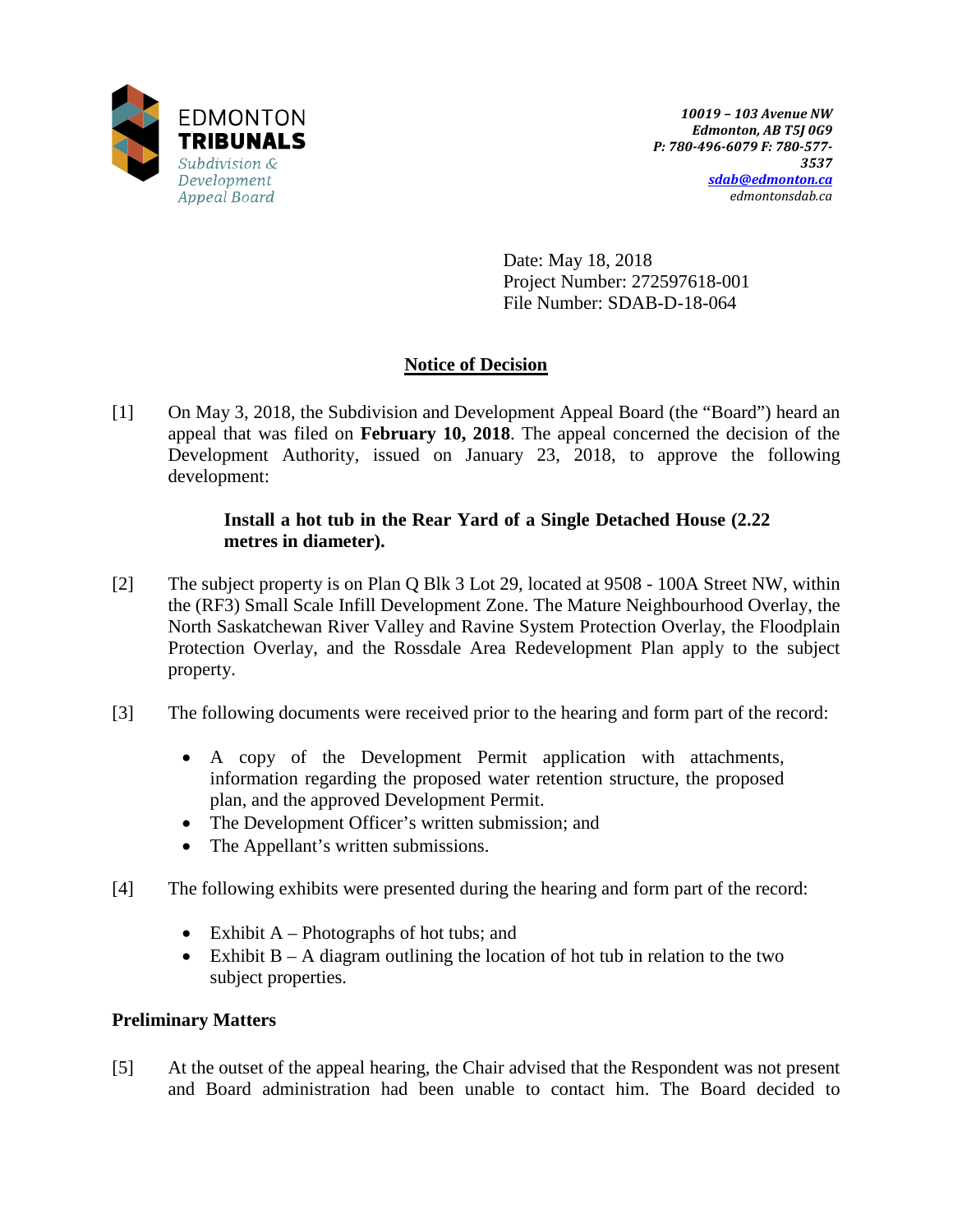EDMONTON
**TRIBUNALS**
*Subdivision & Development Appeal Board*

*10019 – 103 Avenue NW*
*Edmonton, AB T5J 0G9*
*P: 780-496-6079 F: 780-577-3537*
*sdab@edmonton.ca*
*edmontonsdab.ca*

Date: May 18, 2018
Project Number: 272597618-001
File Number: SDAB-D-18-064

## Notice of Decision

[1] On May 3, 2018, the Subdivision and Development Appeal Board (the "Board") heard an appeal that was filed on **February 10, 2018**. The appeal concerned the decision of the Development Authority, issued on January 23, 2018, to approve the following development:

> **Install a hot tub in the Rear Yard of a Single Detached House (2.22 metres in diameter).**

[2] The subject property is on Plan Q Blk 3 Lot 29, located at 9508 - 100A Street NW, within the (RF3) Small Scale Infill Development Zone. The Mature Neighbourhood Overlay, the North Saskatchewan River Valley and Ravine System Protection Overlay, the Floodplain Protection Overlay, and the Rossdale Area Redevelopment Plan apply to the subject property.

[3] The following documents were received prior to the hearing and form part of the record:

- A copy of the Development Permit application with attachments, information regarding the proposed water retention structure, the proposed plan, and the approved Development Permit.
- The Development Officer's written submission; and
- The Appellant's written submissions.

[4] The following exhibits were presented during the hearing and form part of the record:

- Exhibit A – Photographs of hot tubs; and
- Exhibit B – A diagram outlining the location of hot tub in relation to the two subject properties.

### Preliminary Matters

[5] At the outset of the appeal hearing, the Chair advised that the Respondent was not present and Board administration had been unable to contact him. The Board decided to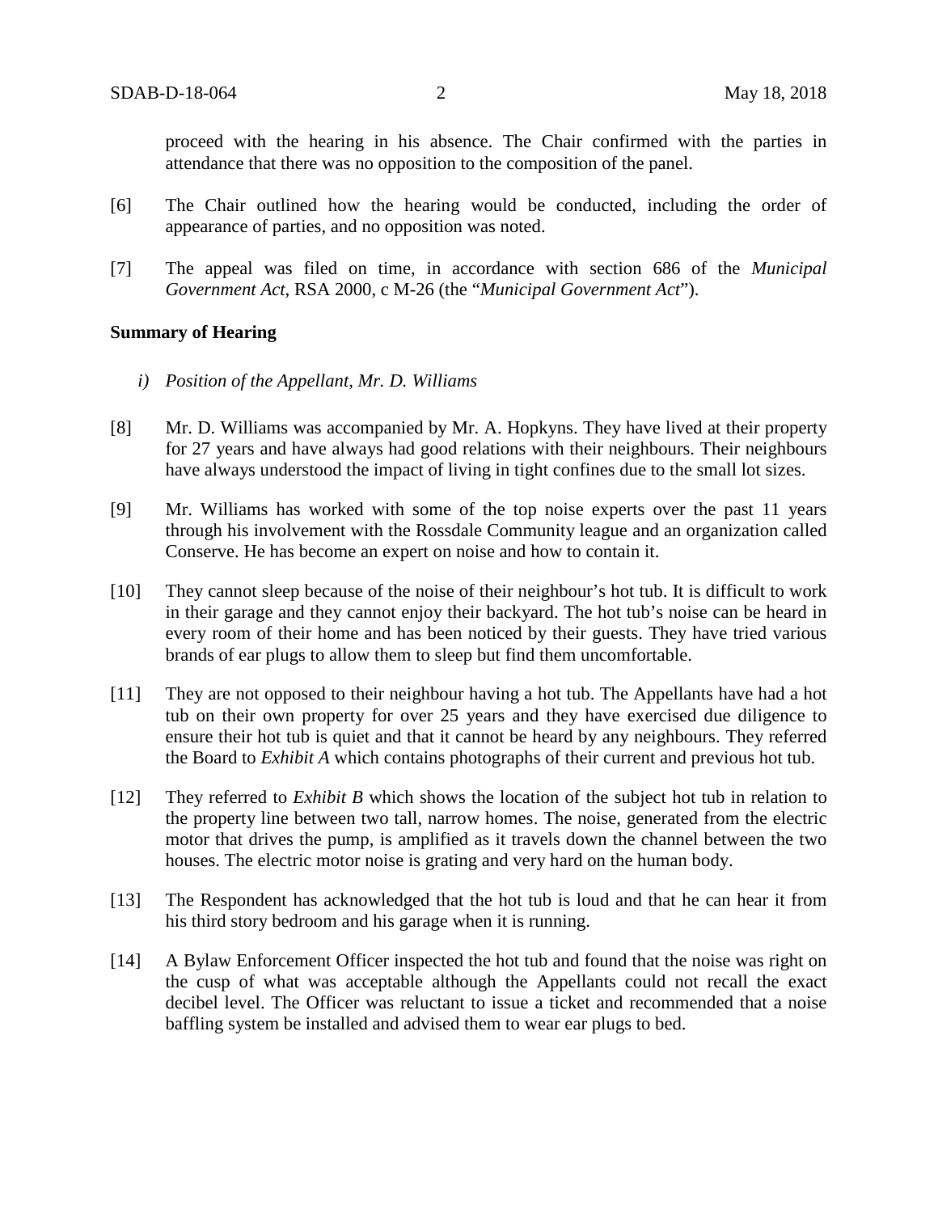proceed with the hearing in his absence. The Chair confirmed with the parties in attendance that there was no opposition to the composition of the panel.

[6] The Chair outlined how the hearing would be conducted, including the order of appearance of parties, and no opposition was noted.

[7] The appeal was filed on time, in accordance with section 686 of the *Municipal Government Act*, RSA 2000, c M-26 (the "*Municipal Government Act*").

**Summary of Hearing**

*i) Position of the Appellant, Mr. D. Williams*

[8] Mr. D. Williams was accompanied by Mr. A. Hopkyns. They have lived at their property for 27 years and have always had good relations with their neighbours. Their neighbours have always understood the impact of living in tight confines due to the small lot sizes.

[9] Mr. Williams has worked with some of the top noise experts over the past 11 years through his involvement with the Rossdale Community league and an organization called Conserve. He has become an expert on noise and how to contain it.

[10] They cannot sleep because of the noise of their neighbour's hot tub. It is difficult to work in their garage and they cannot enjoy their backyard. The hot tub's noise can be heard in every room of their home and has been noticed by their guests. They have tried various brands of ear plugs to allow them to sleep but find them uncomfortable.

[11] They are not opposed to their neighbour having a hot tub. The Appellants have had a hot tub on their own property for over 25 years and they have exercised due diligence to ensure their hot tub is quiet and that it cannot be heard by any neighbours. They referred the Board to *Exhibit A* which contains photographs of their current and previous hot tub.

[12] They referred to *Exhibit B* which shows the location of the subject hot tub in relation to the property line between two tall, narrow homes. The noise, generated from the electric motor that drives the pump, is amplified as it travels down the channel between the two houses. The electric motor noise is grating and very hard on the human body.

[13] The Respondent has acknowledged that the hot tub is loud and that he can hear it from his third story bedroom and his garage when it is running.

[14] A Bylaw Enforcement Officer inspected the hot tub and found that the noise was right on the cusp of what was acceptable although the Appellants could not recall the exact decibel level. The Officer was reluctant to issue a ticket and recommended that a noise baffling system be installed and advised them to wear ear plugs to bed.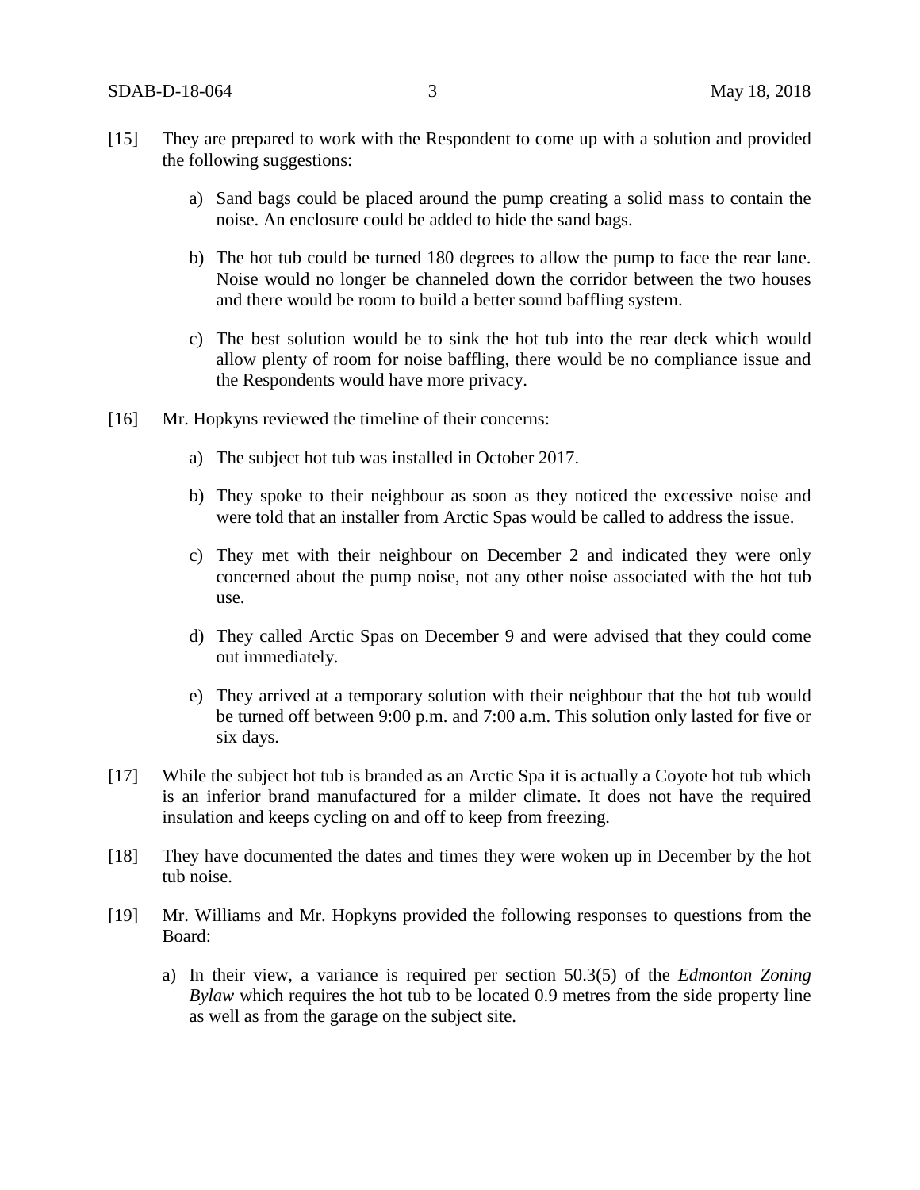[15] They are prepared to work with the Respondent to come up with a solution and provided the following suggestions:

a) Sand bags could be placed around the pump creating a solid mass to contain the noise. An enclosure could be added to hide the sand bags.

b) The hot tub could be turned 180 degrees to allow the pump to face the rear lane. Noise would no longer be channeled down the corridor between the two houses and there would be room to build a better sound baffling system.

c) The best solution would be to sink the hot tub into the rear deck which would allow plenty of room for noise baffling, there would be no compliance issue and the Respondents would have more privacy.

[16] Mr. Hopkyns reviewed the timeline of their concerns:

a) The subject hot tub was installed in October 2017.

b) They spoke to their neighbour as soon as they noticed the excessive noise and were told that an installer from Arctic Spas would be called to address the issue.

c) They met with their neighbour on December 2 and indicated they were only concerned about the pump noise, not any other noise associated with the hot tub use.

d) They called Arctic Spas on December 9 and were advised that they could come out immediately.

e) They arrived at a temporary solution with their neighbour that the hot tub would be turned off between 9:00 p.m. and 7:00 a.m. This solution only lasted for five or six days.

[17] While the subject hot tub is branded as an Arctic Spa it is actually a Coyote hot tub which is an inferior brand manufactured for a milder climate. It does not have the required insulation and keeps cycling on and off to keep from freezing.

[18] They have documented the dates and times they were woken up in December by the hot tub noise.

[19] Mr. Williams and Mr. Hopkyns provided the following responses to questions from the Board:

a) In their view, a variance is required per section 50.3(5) of the *Edmonton Zoning Bylaw* which requires the hot tub to be located 0.9 metres from the side property line as well as from the garage on the subject site.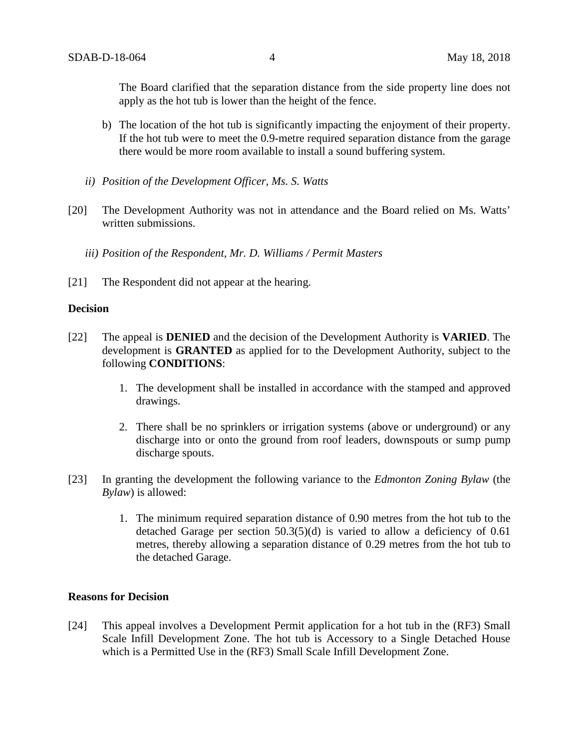The Board clarified that the separation distance from the side property line does not apply as the hot tub is lower than the height of the fence.

b) The location of the hot tub is significantly impacting the enjoyment of their property. If the hot tub were to meet the 0.9-metre required separation distance from the garage there would be more room available to install a sound buffering system.

*ii) Position of the Development Officer, Ms. S. Watts*

[20] The Development Authority was not in attendance and the Board relied on Ms. Watts' written submissions.

*iii) Position of the Respondent, Mr. D. Williams / Permit Masters*

[21] The Respondent did not appear at the hearing.

**Decision**

[22] The appeal is **DENIED** and the decision of the Development Authority is **VARIED**. The development is **GRANTED** as applied for to the Development Authority, subject to the following **CONDITIONS**:

1. The development shall be installed in accordance with the stamped and approved drawings.

2. There shall be no sprinklers or irrigation systems (above or underground) or any discharge into or onto the ground from roof leaders, downspouts or sump pump discharge spouts.

[23] In granting the development the following variance to the *Edmonton Zoning Bylaw* (the *Bylaw*) is allowed:

1. The minimum required separation distance of 0.90 metres from the hot tub to the detached Garage per section 50.3(5)(d) is varied to allow a deficiency of 0.61 metres, thereby allowing a separation distance of 0.29 metres from the hot tub to the detached Garage.

**Reasons for Decision**

[24] This appeal involves a Development Permit application for a hot tub in the (RF3) Small Scale Infill Development Zone. The hot tub is Accessory to a Single Detached House which is a Permitted Use in the (RF3) Small Scale Infill Development Zone.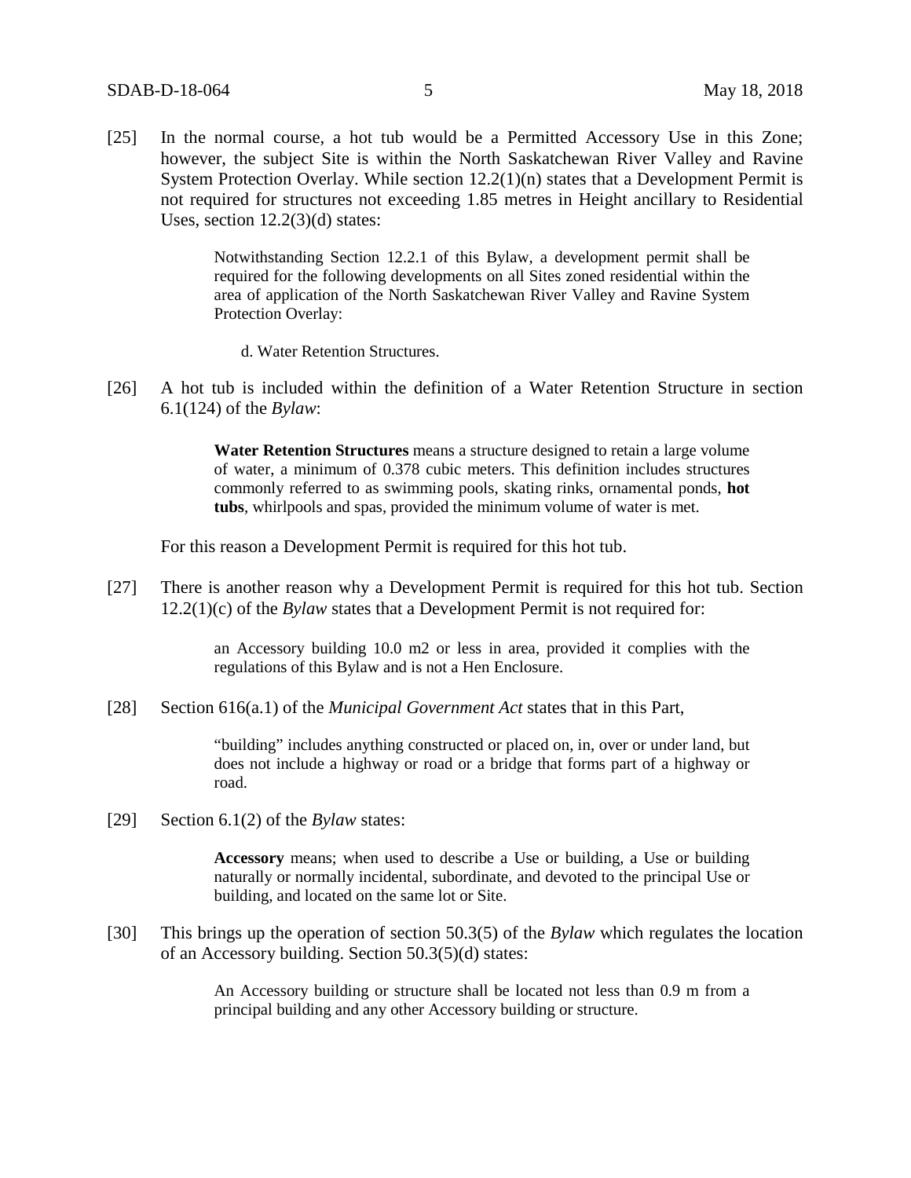[25] In the normal course, a hot tub would be a Permitted Accessory Use in this Zone; however, the subject Site is within the North Saskatchewan River Valley and Ravine System Protection Overlay. While section 12.2(1)(n) states that a Development Permit is not required for structures not exceeding 1.85 metres in Height ancillary to Residential Uses, section 12.2(3)(d) states:

> Notwithstanding Section 12.2.1 of this Bylaw, a development permit shall be required for the following developments on all Sites zoned residential within the area of application of the North Saskatchewan River Valley and Ravine System Protection Overlay:
>
> d. Water Retention Structures.

[26] A hot tub is included within the definition of a Water Retention Structure in section 6.1(124) of the *Bylaw*:

> **Water Retention Structures** means a structure designed to retain a large volume of water, a minimum of 0.378 cubic meters. This definition includes structures commonly referred to as swimming pools, skating rinks, ornamental ponds, **hot tubs**, whirlpools and spas, provided the minimum volume of water is met.

For this reason a Development Permit is required for this hot tub.

[27] There is another reason why a Development Permit is required for this hot tub. Section 12.2(1)(c) of the *Bylaw* states that a Development Permit is not required for:

> an Accessory building 10.0 m2 or less in area, provided it complies with the regulations of this Bylaw and is not a Hen Enclosure.

[28] Section 616(a.1) of the *Municipal Government Act* states that in this Part,

> "building" includes anything constructed or placed on, in, over or under land, but does not include a highway or road or a bridge that forms part of a highway or road.

[29] Section 6.1(2) of the *Bylaw* states:

> **Accessory** means; when used to describe a Use or building, a Use or building naturally or normally incidental, subordinate, and devoted to the principal Use or building, and located on the same lot or Site.

[30] This brings up the operation of section 50.3(5) of the *Bylaw* which regulates the location of an Accessory building. Section 50.3(5)(d) states:

> An Accessory building or structure shall be located not less than 0.9 m from a principal building and any other Accessory building or structure.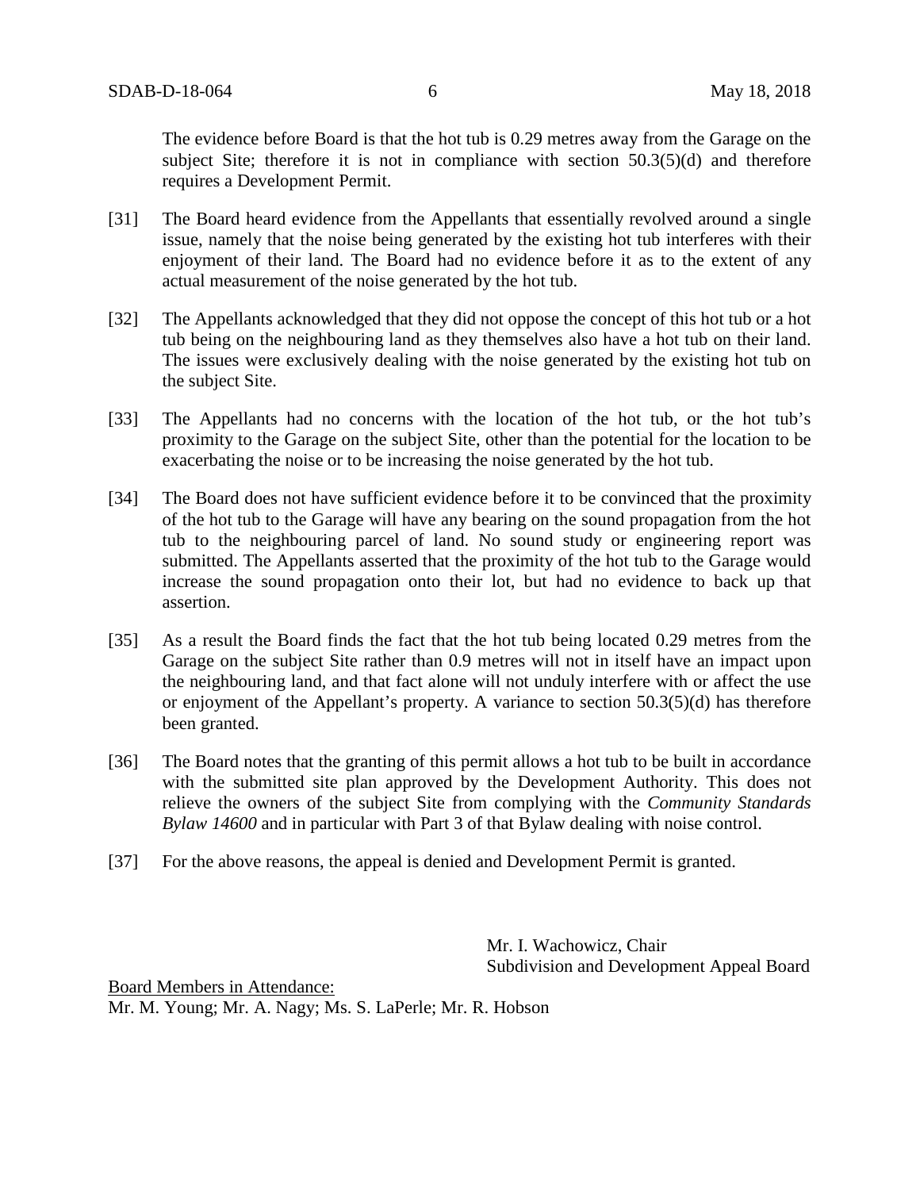The evidence before Board is that the hot tub is 0.29 metres away from the Garage on the subject Site; therefore it is not in compliance with section 50.3(5)(d) and therefore requires a Development Permit.

[31] The Board heard evidence from the Appellants that essentially revolved around a single issue, namely that the noise being generated by the existing hot tub interferes with their enjoyment of their land. The Board had no evidence before it as to the extent of any actual measurement of the noise generated by the hot tub.

[32] The Appellants acknowledged that they did not oppose the concept of this hot tub or a hot tub being on the neighbouring land as they themselves also have a hot tub on their land. The issues were exclusively dealing with the noise generated by the existing hot tub on the subject Site.

[33] The Appellants had no concerns with the location of the hot tub, or the hot tub's proximity to the Garage on the subject Site, other than the potential for the location to be exacerbating the noise or to be increasing the noise generated by the hot tub.

[34] The Board does not have sufficient evidence before it to be convinced that the proximity of the hot tub to the Garage will have any bearing on the sound propagation from the hot tub to the neighbouring parcel of land. No sound study or engineering report was submitted. The Appellants asserted that the proximity of the hot tub to the Garage would increase the sound propagation onto their lot, but had no evidence to back up that assertion.

[35] As a result the Board finds the fact that the hot tub being located 0.29 metres from the Garage on the subject Site rather than 0.9 metres will not in itself have an impact upon the neighbouring land, and that fact alone will not unduly interfere with or affect the use or enjoyment of the Appellant's property. A variance to section 50.3(5)(d) has therefore been granted.

[36] The Board notes that the granting of this permit allows a hot tub to be built in accordance with the submitted site plan approved by the Development Authority. This does not relieve the owners of the subject Site from complying with the *Community Standards Bylaw 14600* and in particular with Part 3 of that Bylaw dealing with noise control.

[37] For the above reasons, the appeal is denied and Development Permit is granted.

Mr. I. Wachowicz, Chair
Subdivision and Development Appeal Board

Board Members in Attendance:
Mr. M. Young; Mr. A. Nagy; Ms. S. LaPerle; Mr. R. Hobson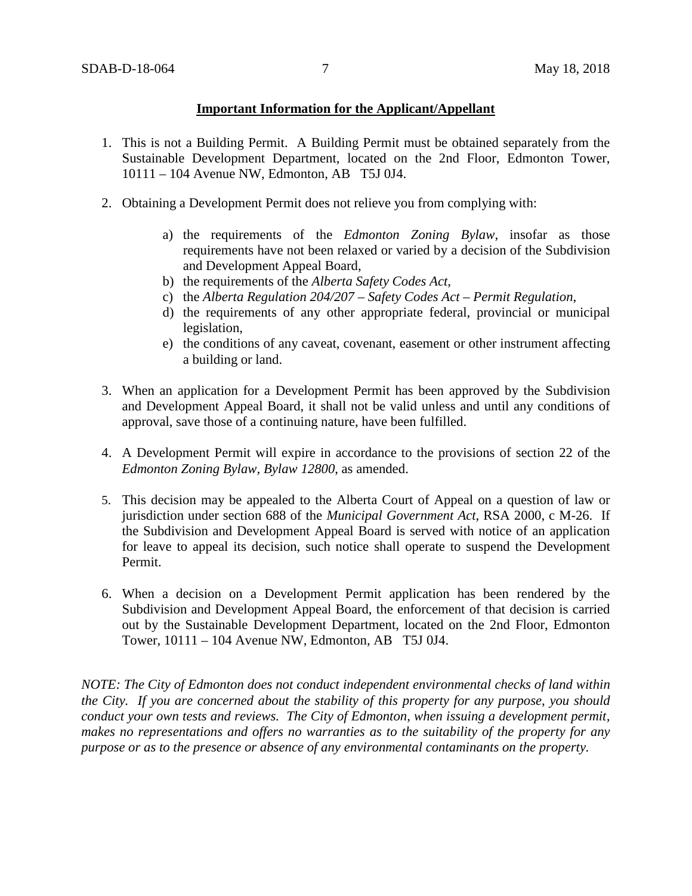**Important Information for the Applicant/Appellant**

1. This is not a Building Permit. A Building Permit must be obtained separately from the Sustainable Development Department, located on the 2nd Floor, Edmonton Tower, 10111 – 104 Avenue NW, Edmonton, AB T5J 0J4.

2. Obtaining a Development Permit does not relieve you from complying with:

    a) the requirements of the *Edmonton Zoning Bylaw*, insofar as those requirements have not been relaxed or varied by a decision of the Subdivision and Development Appeal Board,
    b) the requirements of the *Alberta Safety Codes Act*,
    c) the *Alberta Regulation 204/207 – Safety Codes Act – Permit Regulation*,
    d) the requirements of any other appropriate federal, provincial or municipal legislation,
    e) the conditions of any caveat, covenant, easement or other instrument affecting a building or land.

3. When an application for a Development Permit has been approved by the Subdivision and Development Appeal Board, it shall not be valid unless and until any conditions of approval, save those of a continuing nature, have been fulfilled.

4. A Development Permit will expire in accordance to the provisions of section 22 of the *Edmonton Zoning Bylaw, Bylaw 12800*, as amended.

5. This decision may be appealed to the Alberta Court of Appeal on a question of law or jurisdiction under section 688 of the *Municipal Government Act*, RSA 2000, c M-26. If the Subdivision and Development Appeal Board is served with notice of an application for leave to appeal its decision, such notice shall operate to suspend the Development Permit.

6. When a decision on a Development Permit application has been rendered by the Subdivision and Development Appeal Board, the enforcement of that decision is carried out by the Sustainable Development Department, located on the 2nd Floor, Edmonton Tower, 10111 – 104 Avenue NW, Edmonton, AB T5J 0J4.

*NOTE: The City of Edmonton does not conduct independent environmental checks of land within the City. If you are concerned about the stability of this property for any purpose, you should conduct your own tests and reviews. The City of Edmonton, when issuing a development permit, makes no representations and offers no warranties as to the suitability of the property for any purpose or as to the presence or absence of any environmental contaminants on the property.*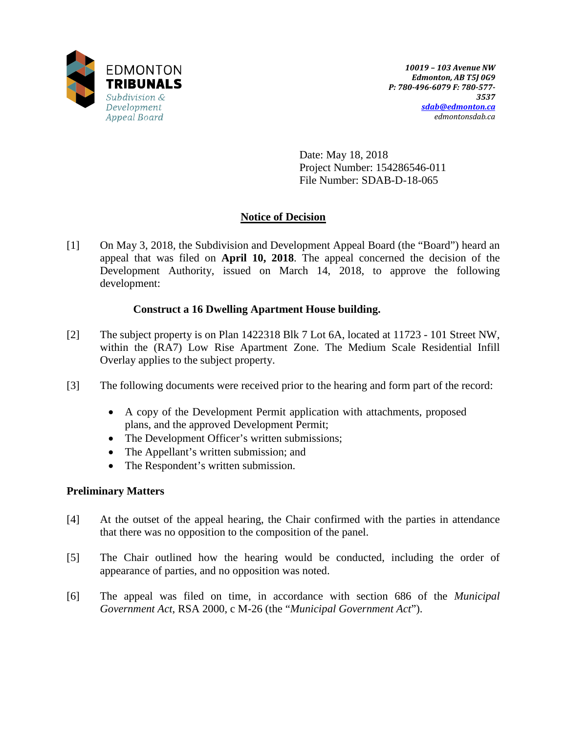EDMONTON
**TRIBUNALS**
*Subdivision & Development Appeal Board*

***10019 – 103 Avenue NW***
***Edmonton, AB T5J 0G9***
***P: 780-496-6079 F: 780-577-3537***
***sdab@edmonton.ca***
*edmontonsdab.ca*

Date: May 18, 2018
Project Number: 154286546-011
File Number: SDAB-D-18-065

## Notice of Decision

[1] On May 3, 2018, the Subdivision and Development Appeal Board (the "Board") heard an appeal that was filed on **April 10, 2018**. The appeal concerned the decision of the Development Authority, issued on March 14, 2018, to approve the following development:

**Construct a 16 Dwelling Apartment House building.**

[2] The subject property is on Plan 1422318 Blk 7 Lot 6A, located at 11723 - 101 Street NW, within the (RA7) Low Rise Apartment Zone. The Medium Scale Residential Infill Overlay applies to the subject property.

[3] The following documents were received prior to the hearing and form part of the record:

- A copy of the Development Permit application with attachments, proposed plans, and the approved Development Permit;
- The Development Officer's written submissions;
- The Appellant's written submission; and
- The Respondent's written submission.

### Preliminary Matters

[4] At the outset of the appeal hearing, the Chair confirmed with the parties in attendance that there was no opposition to the composition of the panel.

[5] The Chair outlined how the hearing would be conducted, including the order of appearance of parties, and no opposition was noted.

[6] The appeal was filed on time, in accordance with section 686 of the *Municipal Government Act*, RSA 2000, c M-26 (the "*Municipal Government Act*").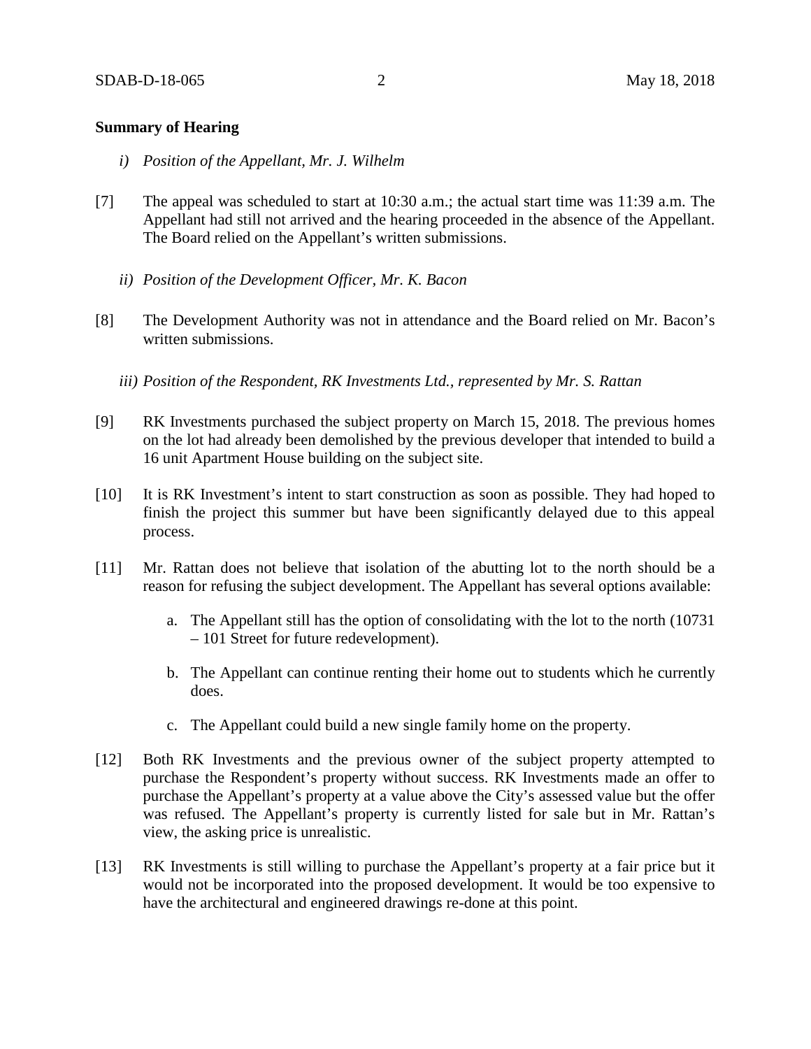**Summary of Hearing**

*i) Position of the Appellant, Mr. J. Wilhelm*

[7] The appeal was scheduled to start at 10:30 a.m.; the actual start time was 11:39 a.m. The Appellant had still not arrived and the hearing proceeded in the absence of the Appellant. The Board relied on the Appellant's written submissions.

*ii) Position of the Development Officer, Mr. K. Bacon*

[8] The Development Authority was not in attendance and the Board relied on Mr. Bacon's written submissions.

*iii) Position of the Respondent, RK Investments Ltd., represented by Mr. S. Rattan*

[9] RK Investments purchased the subject property on March 15, 2018. The previous homes on the lot had already been demolished by the previous developer that intended to build a 16 unit Apartment House building on the subject site.

[10] It is RK Investment's intent to start construction as soon as possible. They had hoped to finish the project this summer but have been significantly delayed due to this appeal process.

[11] Mr. Rattan does not believe that isolation of the abutting lot to the north should be a reason for refusing the subject development. The Appellant has several options available:

a. The Appellant still has the option of consolidating with the lot to the north (10731 – 101 Street for future redevelopment).

b. The Appellant can continue renting their home out to students which he currently does.

c. The Appellant could build a new single family home on the property.

[12] Both RK Investments and the previous owner of the subject property attempted to purchase the Respondent's property without success. RK Investments made an offer to purchase the Appellant's property at a value above the City's assessed value but the offer was refused. The Appellant's property is currently listed for sale but in Mr. Rattan's view, the asking price is unrealistic.

[13] RK Investments is still willing to purchase the Appellant's property at a fair price but it would not be incorporated into the proposed development. It would be too expensive to have the architectural and engineered drawings re-done at this point.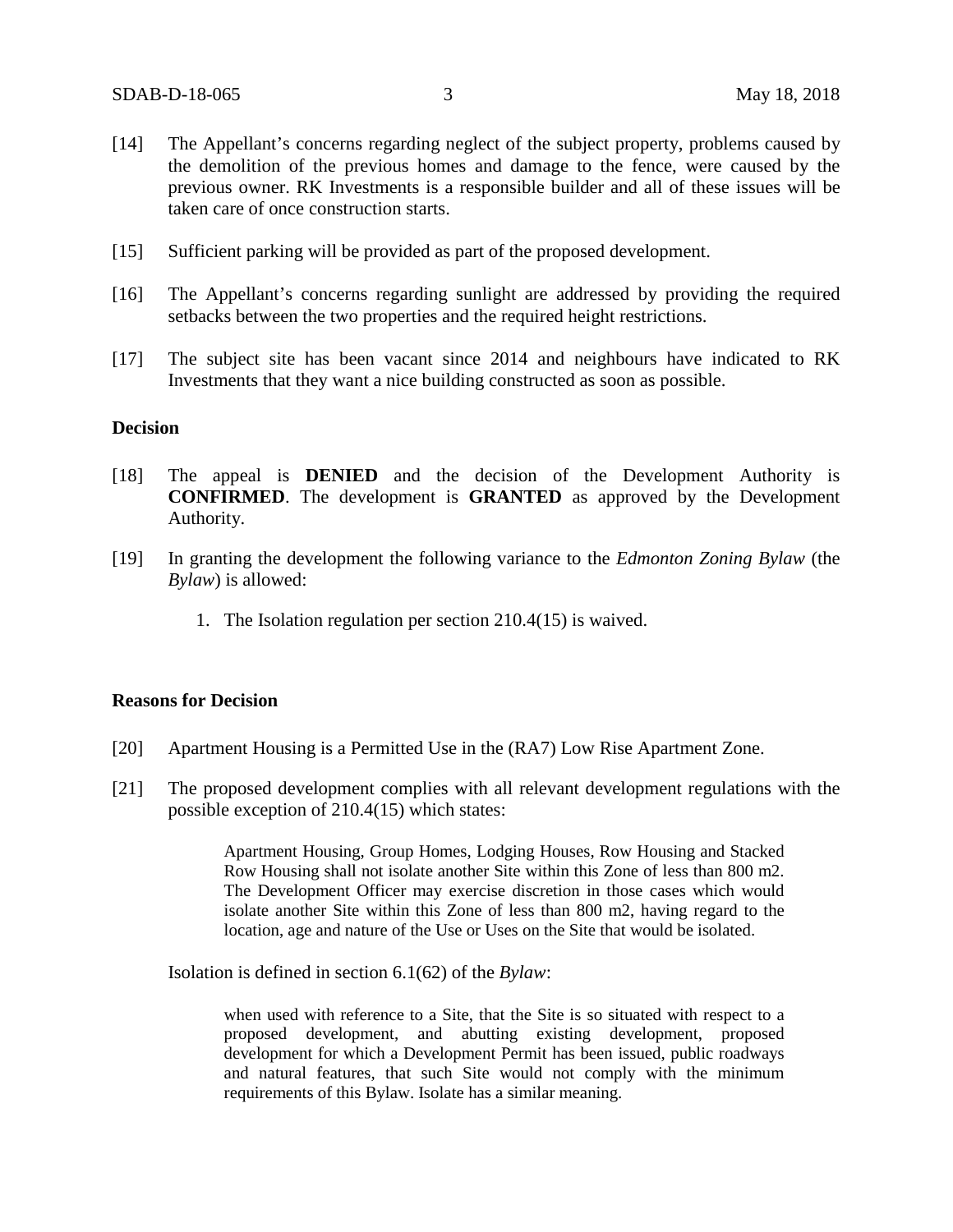[14] The Appellant's concerns regarding neglect of the subject property, problems caused by the demolition of the previous homes and damage to the fence, were caused by the previous owner. RK Investments is a responsible builder and all of these issues will be taken care of once construction starts.

[15] Sufficient parking will be provided as part of the proposed development.

[16] The Appellant's concerns regarding sunlight are addressed by providing the required setbacks between the two properties and the required height restrictions.

[17] The subject site has been vacant since 2014 and neighbours have indicated to RK Investments that they want a nice building constructed as soon as possible.

**Decision**

[18] The appeal is **DENIED** and the decision of the Development Authority is **CONFIRMED**. The development is **GRANTED** as approved by the Development Authority.

[19] In granting the development the following variance to the *Edmonton Zoning Bylaw* (the *Bylaw*) is allowed:

1. The Isolation regulation per section 210.4(15) is waived.

**Reasons for Decision**

[20] Apartment Housing is a Permitted Use in the (RA7) Low Rise Apartment Zone.

[21] The proposed development complies with all relevant development regulations with the possible exception of 210.4(15) which states:

> Apartment Housing, Group Homes, Lodging Houses, Row Housing and Stacked Row Housing shall not isolate another Site within this Zone of less than 800 m2. The Development Officer may exercise discretion in those cases which would isolate another Site within this Zone of less than 800 m2, having regard to the location, age and nature of the Use or Uses on the Site that would be isolated.

Isolation is defined in section 6.1(62) of the *Bylaw*:

> when used with reference to a Site, that the Site is so situated with respect to a proposed development, and abutting existing development, proposed development for which a Development Permit has been issued, public roadways and natural features, that such Site would not comply with the minimum requirements of this Bylaw. Isolate has a similar meaning.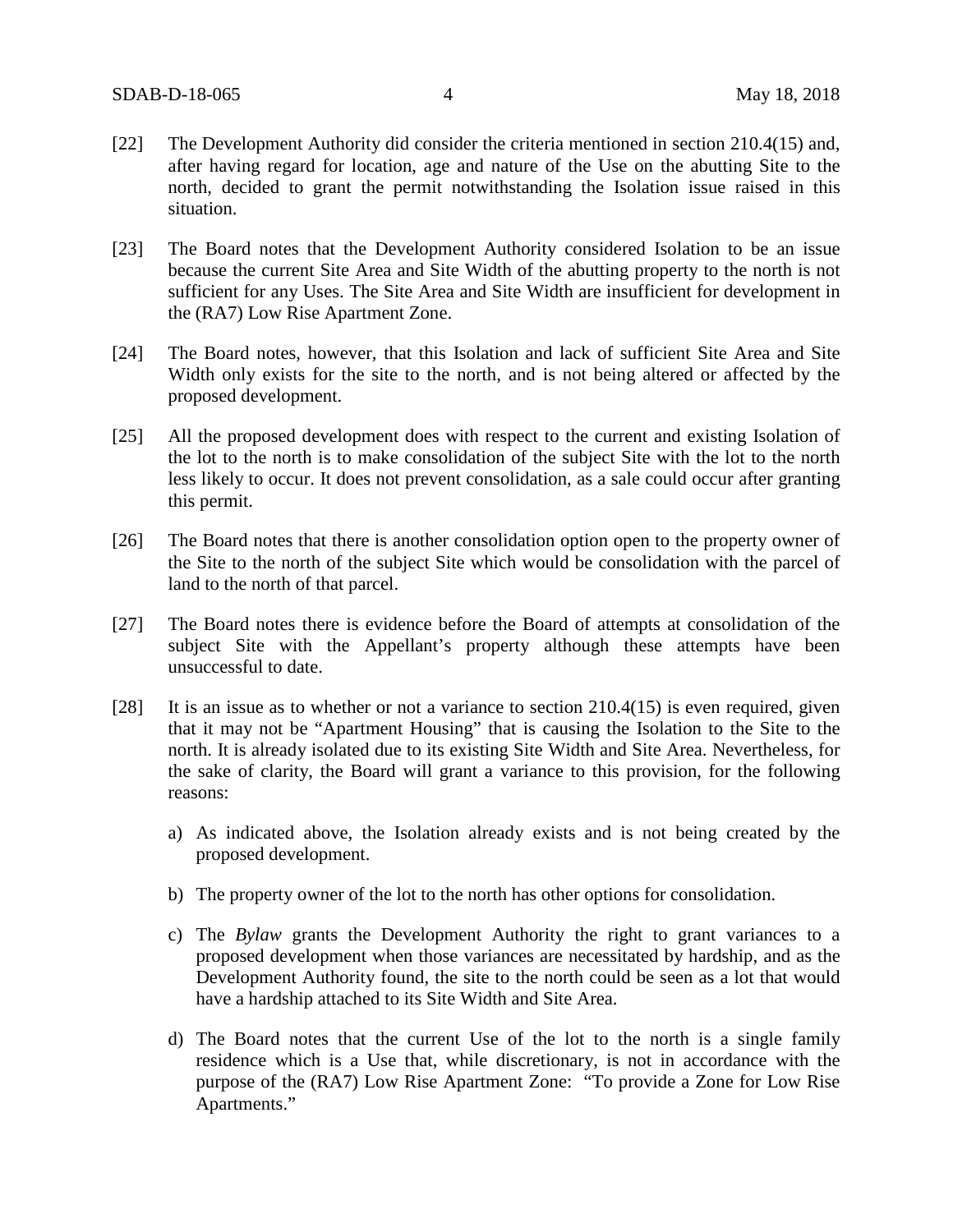[22] The Development Authority did consider the criteria mentioned in section 210.4(15) and, after having regard for location, age and nature of the Use on the abutting Site to the north, decided to grant the permit notwithstanding the Isolation issue raised in this situation.

[23] The Board notes that the Development Authority considered Isolation to be an issue because the current Site Area and Site Width of the abutting property to the north is not sufficient for any Uses. The Site Area and Site Width are insufficient for development in the (RA7) Low Rise Apartment Zone.

[24] The Board notes, however, that this Isolation and lack of sufficient Site Area and Site Width only exists for the site to the north, and is not being altered or affected by the proposed development.

[25] All the proposed development does with respect to the current and existing Isolation of the lot to the north is to make consolidation of the subject Site with the lot to the north less likely to occur. It does not prevent consolidation, as a sale could occur after granting this permit.

[26] The Board notes that there is another consolidation option open to the property owner of the Site to the north of the subject Site which would be consolidation with the parcel of land to the north of that parcel.

[27] The Board notes there is evidence before the Board of attempts at consolidation of the subject Site with the Appellant's property although these attempts have been unsuccessful to date.

[28] It is an issue as to whether or not a variance to section 210.4(15) is even required, given that it may not be "Apartment Housing" that is causing the Isolation to the Site to the north. It is already isolated due to its existing Site Width and Site Area. Nevertheless, for the sake of clarity, the Board will grant a variance to this provision, for the following reasons:

a) As indicated above, the Isolation already exists and is not being created by the proposed development.

b) The property owner of the lot to the north has other options for consolidation.

c) The *Bylaw* grants the Development Authority the right to grant variances to a proposed development when those variances are necessitated by hardship, and as the Development Authority found, the site to the north could be seen as a lot that would have a hardship attached to its Site Width and Site Area.

d) The Board notes that the current Use of the lot to the north is a single family residence which is a Use that, while discretionary, is not in accordance with the purpose of the (RA7) Low Rise Apartment Zone: "To provide a Zone for Low Rise Apartments."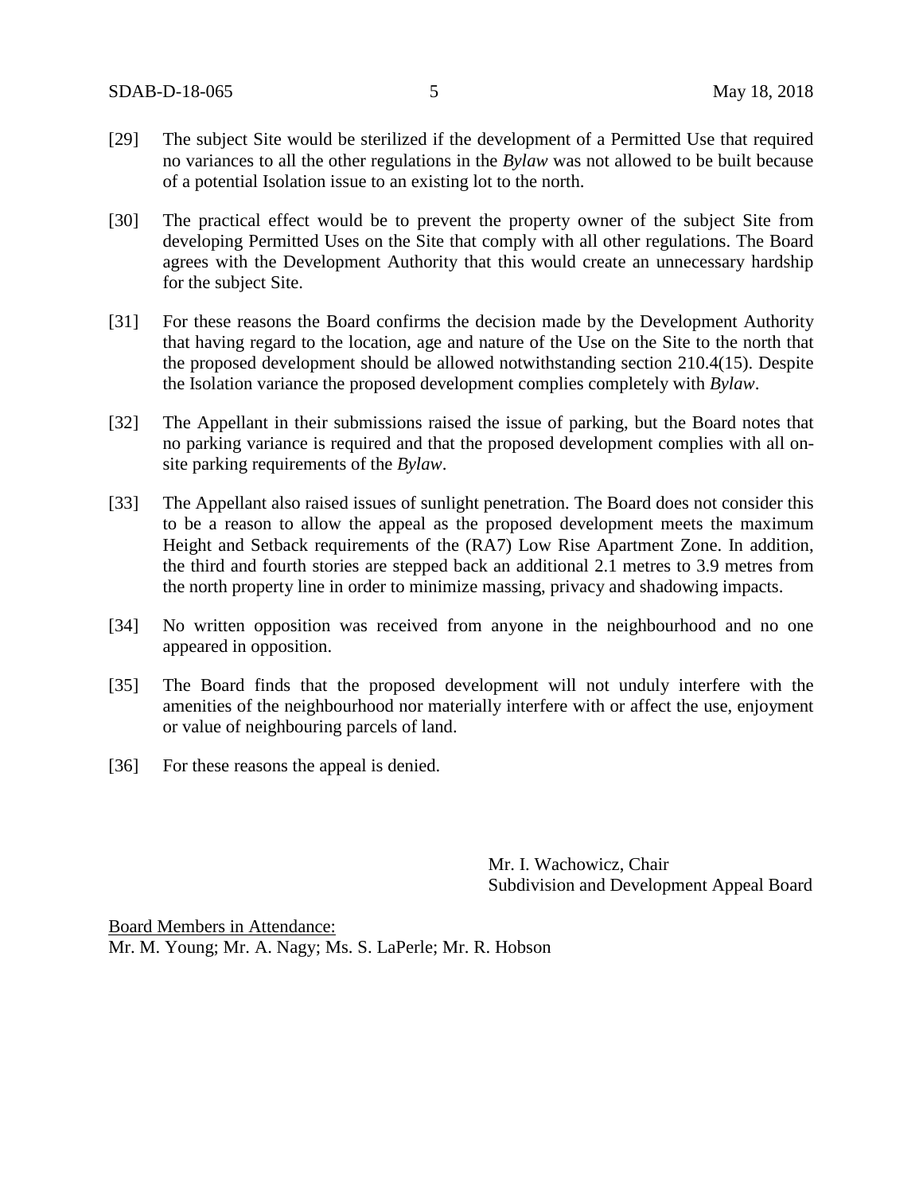[29] The subject Site would be sterilized if the development of a Permitted Use that required no variances to all the other regulations in the *Bylaw* was not allowed to be built because of a potential Isolation issue to an existing lot to the north.

[30] The practical effect would be to prevent the property owner of the subject Site from developing Permitted Uses on the Site that comply with all other regulations. The Board agrees with the Development Authority that this would create an unnecessary hardship for the subject Site.

[31] For these reasons the Board confirms the decision made by the Development Authority that having regard to the location, age and nature of the Use on the Site to the north that the proposed development should be allowed notwithstanding section 210.4(15). Despite the Isolation variance the proposed development complies completely with *Bylaw*.

[32] The Appellant in their submissions raised the issue of parking, but the Board notes that no parking variance is required and that the proposed development complies with all on-site parking requirements of the *Bylaw*.

[33] The Appellant also raised issues of sunlight penetration. The Board does not consider this to be a reason to allow the appeal as the proposed development meets the maximum Height and Setback requirements of the (RA7) Low Rise Apartment Zone. In addition, the third and fourth stories are stepped back an additional 2.1 metres to 3.9 metres from the north property line in order to minimize massing, privacy and shadowing impacts.

[34] No written opposition was received from anyone in the neighbourhood and no one appeared in opposition.

[35] The Board finds that the proposed development will not unduly interfere with the amenities of the neighbourhood nor materially interfere with or affect the use, enjoyment or value of neighbouring parcels of land.

[36] For these reasons the appeal is denied.

Mr. I. Wachowicz, Chair
Subdivision and Development Appeal Board

Board Members in Attendance:
Mr. M. Young; Mr. A. Nagy; Ms. S. LaPerle; Mr. R. Hobson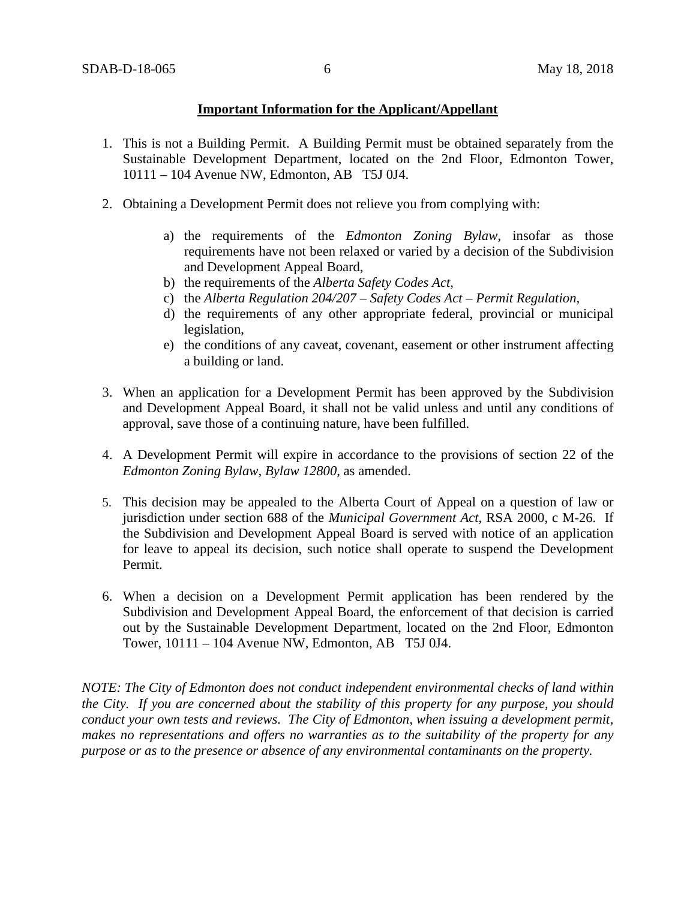**Important Information for the Applicant/Appellant**

1. This is not a Building Permit. A Building Permit must be obtained separately from the Sustainable Development Department, located on the 2nd Floor, Edmonton Tower, 10111 – 104 Avenue NW, Edmonton, AB T5J 0J4.

2. Obtaining a Development Permit does not relieve you from complying with:

    a) the requirements of the *Edmonton Zoning Bylaw*, insofar as those requirements have not been relaxed or varied by a decision of the Subdivision and Development Appeal Board,
    b) the requirements of the *Alberta Safety Codes Act*,
    c) the *Alberta Regulation 204/207 – Safety Codes Act – Permit Regulation*,
    d) the requirements of any other appropriate federal, provincial or municipal legislation,
    e) the conditions of any caveat, covenant, easement or other instrument affecting a building or land.

3. When an application for a Development Permit has been approved by the Subdivision and Development Appeal Board, it shall not be valid unless and until any conditions of approval, save those of a continuing nature, have been fulfilled.

4. A Development Permit will expire in accordance to the provisions of section 22 of the *Edmonton Zoning Bylaw, Bylaw 12800*, as amended.

5. This decision may be appealed to the Alberta Court of Appeal on a question of law or jurisdiction under section 688 of the *Municipal Government Act*, RSA 2000, c M-26. If the Subdivision and Development Appeal Board is served with notice of an application for leave to appeal its decision, such notice shall operate to suspend the Development Permit.

6. When a decision on a Development Permit application has been rendered by the Subdivision and Development Appeal Board, the enforcement of that decision is carried out by the Sustainable Development Department, located on the 2nd Floor, Edmonton Tower, 10111 – 104 Avenue NW, Edmonton, AB T5J 0J4.

*NOTE: The City of Edmonton does not conduct independent environmental checks of land within the City. If you are concerned about the stability of this property for any purpose, you should conduct your own tests and reviews. The City of Edmonton, when issuing a development permit, makes no representations and offers no warranties as to the suitability of the property for any purpose or as to the presence or absence of any environmental contaminants on the property.*